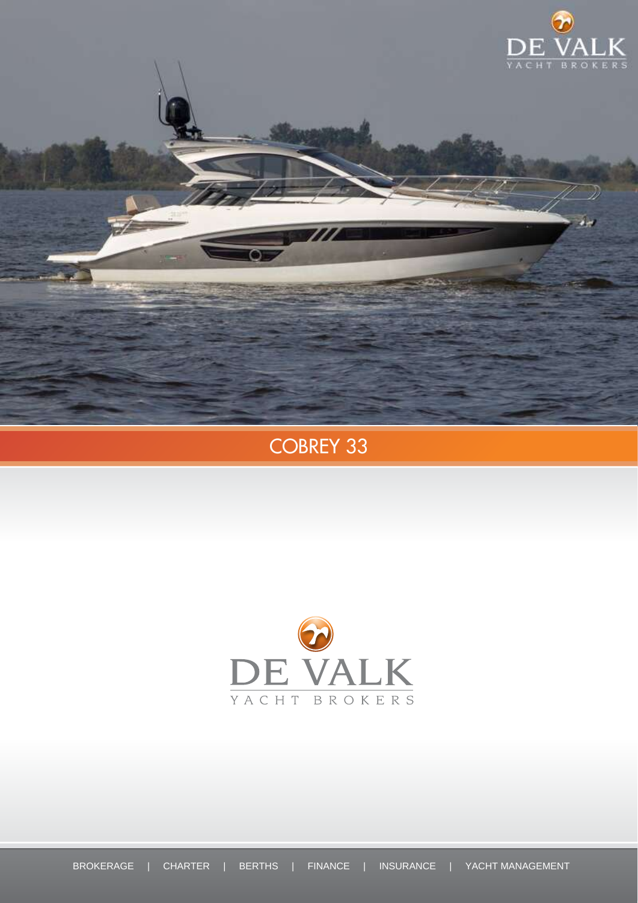DE VALK
YACHT BROKERS

# COBREY 33

DE VALK
YACHT BROKERS

BROKERAGE | CHARTER | BERTHS | FINANCE | INSURANCE | YACHT MANAGEMENT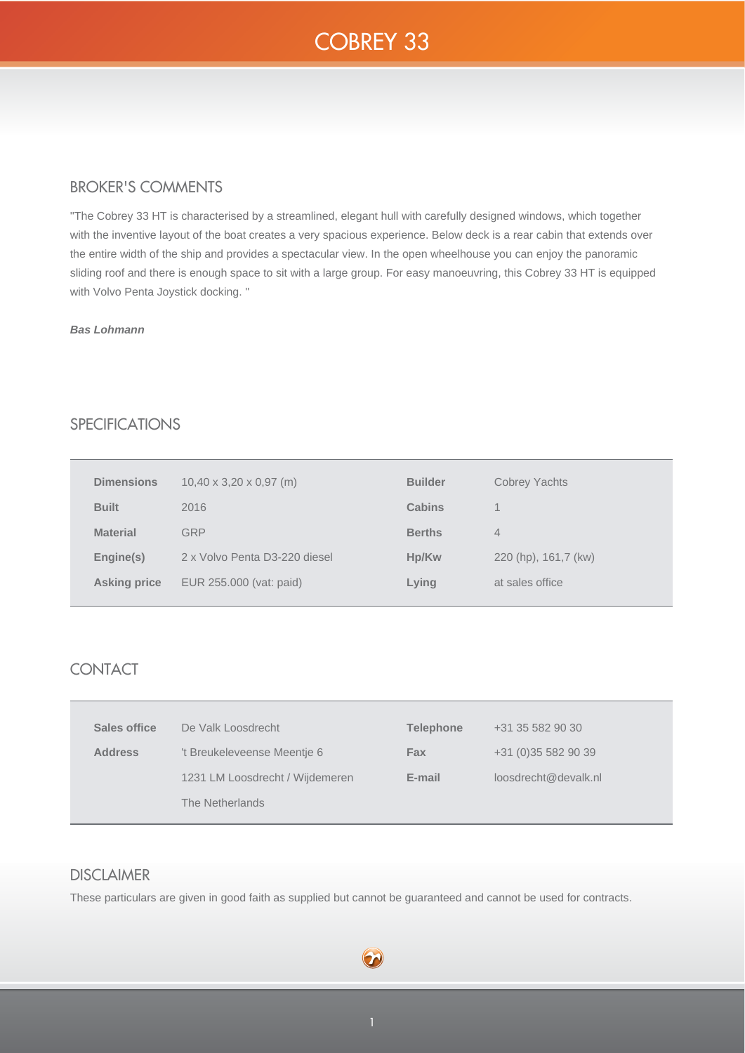# COBREY 33

## BROKER'S COMMENTS

"The Cobrey 33 HT is characterised by a streamlined, elegant hull with carefully designed windows, which together with the inventive layout of the boat creates a very spacious experience. Below deck is a rear cabin that extends over the entire width of the ship and provides a spectacular view. In the open wheelhouse you can enjoy the panoramic sliding roof and there is enough space to sit with a large group. For easy manoeuvring, this Cobrey 33 HT is equipped with Volvo Penta Joystick docking. "

***Bas Lohmann***

## SPECIFICATIONS

| | | | |
|---|---|---|---|
| **Dimensions** | 10,40 x 3,20 x 0,97 (m) | **Builder** | Cobrey Yachts |
| **Built** | 2016 | **Cabins** | 1 |
| **Material** | GRP | **Berths** | 4 |
| **Engine(s)** | 2 x Volvo Penta D3-220 diesel | **Hp/Kw** | 220 (hp), 161,7 (kw) |
| **Asking price** | EUR 255.000 (vat: paid) | **Lying** | at sales office |

## CONTACT

| | | | |
|---|---|---|---|
| **Sales office** | De Valk Loosdrecht | **Telephone** | +31 35 582 90 30 |
| **Address** | 't Breukeleveense Meentje 6 | **Fax** | +31 (0)35 582 90 39 |
| | 1231 LM Loosdrecht / Wijdemeren | **E-mail** | loosdrecht@devalk.nl |
| | The Netherlands | | |

## DISCLAIMER

These particulars are given in good faith as supplied but cannot be guaranteed and cannot be used for contracts.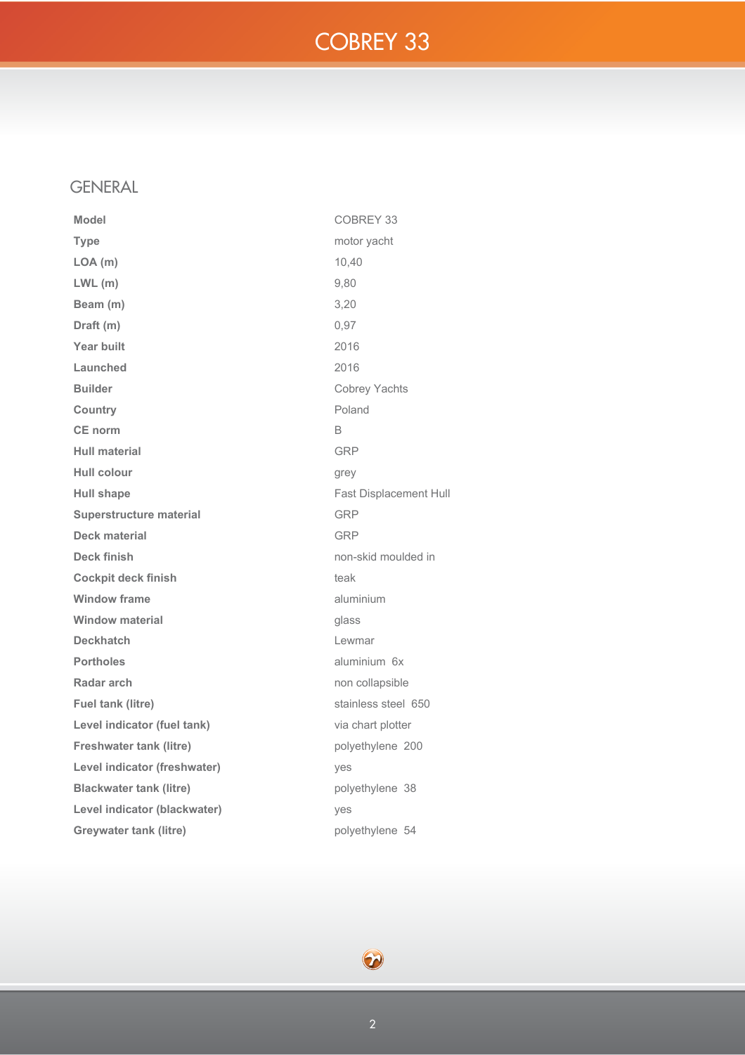# COBREY 33

## GENERAL

| | |
|---|---|
| **Model** | COBREY 33 |
| **Type** | motor yacht |
| **LOA (m)** | 10,40 |
| **LWL (m)** | 9,80 |
| **Beam (m)** | 3,20 |
| **Draft (m)** | 0,97 |
| **Year built** | 2016 |
| **Launched** | 2016 |
| **Builder** | Cobrey Yachts |
| **Country** | Poland |
| **CE norm** | B |
| **Hull material** | GRP |
| **Hull colour** | grey |
| **Hull shape** | Fast Displacement Hull |
| **Superstructure material** | GRP |
| **Deck material** | GRP |
| **Deck finish** | non-skid moulded in |
| **Cockpit deck finish** | teak |
| **Window frame** | aluminium |
| **Window material** | glass |
| **Deckhatch** | Lewmar |
| **Portholes** | aluminium 6x |
| **Radar arch** | non collapsible |
| **Fuel tank (litre)** | stainless steel 650 |
| **Level indicator (fuel tank)** | via chart plotter |
| **Freshwater tank (litre)** | polyethylene 200 |
| **Level indicator (freshwater)** | yes |
| **Blackwater tank (litre)** | polyethylene 38 |
| **Level indicator (blackwater)** | yes |
| **Greywater tank (litre)** | polyethylene 54 |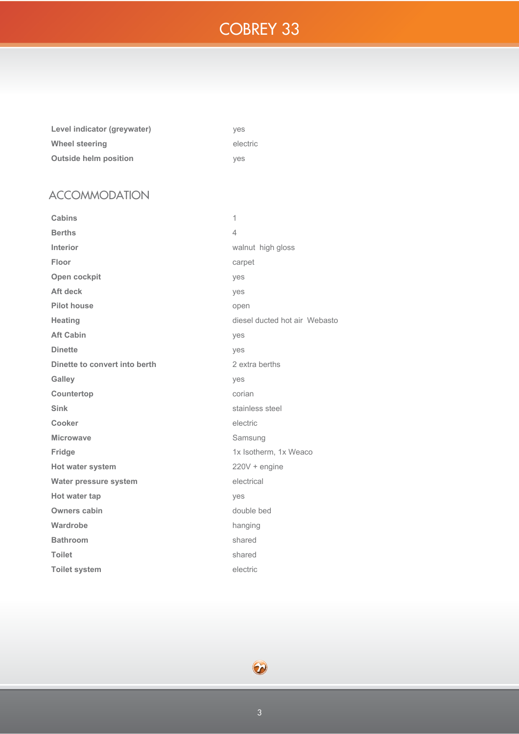| | |
|---|---|
| **Level indicator (greywater)** | yes |
| **Wheel steering** | electric |
| **Outside helm position** | yes |

## ACCOMMODATION

| | |
|---|---|
| **Cabins** | 1 |
| **Berths** | 4 |
| **Interior** | walnut high gloss |
| **Floor** | carpet |
| **Open cockpit** | yes |
| **Aft deck** | yes |
| **Pilot house** | open |
| **Heating** | diesel ducted hot air Webasto |
| **Aft Cabin** | yes |
| **Dinette** | yes |
| **Dinette to convert into berth** | 2 extra berths |
| **Galley** | yes |
| **Countertop** | corian |
| **Sink** | stainless steel |
| **Cooker** | electric |
| **Microwave** | Samsung |
| **Fridge** | 1x Isotherm, 1x Weaco |
| **Hot water system** | 220V + engine |
| **Water pressure system** | electrical |
| **Hot water tap** | yes |
| **Owners cabin** | double bed |
| **Wardrobe** | hanging |
| **Bathroom** | shared |
| **Toilet** | shared |
| **Toilet system** | electric |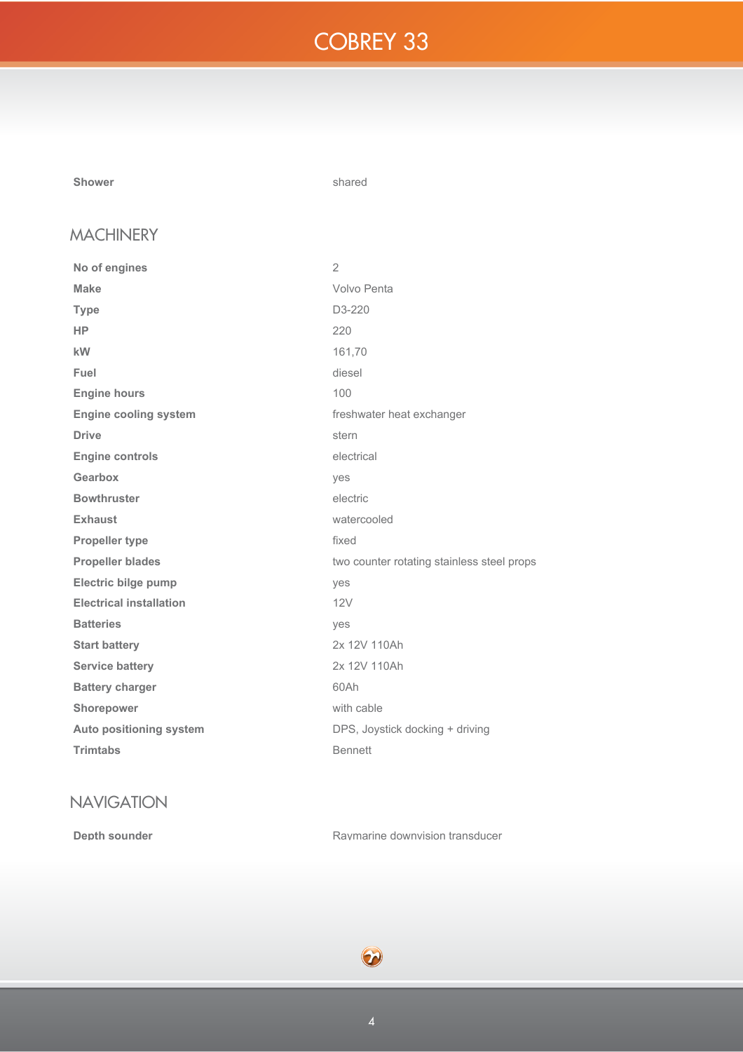| | |
|---|---|
| **Shower** | shared |

## MACHINERY

| | |
|---|---|
| **No of engines** | 2 |
| **Make** | Volvo Penta |
| **Type** | D3-220 |
| **HP** | 220 |
| **kW** | 161,70 |
| **Fuel** | diesel |
| **Engine hours** | 100 |
| **Engine cooling system** | freshwater heat exchanger |
| **Drive** | stern |
| **Engine controls** | electrical |
| **Gearbox** | yes |
| **Bowthruster** | electric |
| **Exhaust** | watercooled |
| **Propeller type** | fixed |
| **Propeller blades** | two counter rotating stainless steel props |
| **Electric bilge pump** | yes |
| **Electrical installation** | 12V |
| **Batteries** | yes |
| **Start battery** | 2x 12V 110Ah |
| **Service battery** | 2x 12V 110Ah |
| **Battery charger** | 60Ah |
| **Shorepower** | with cable |
| **Auto positioning system** | DPS, Joystick docking + driving |
| **Trimtabs** | Bennett |

## NAVIGATION

| | |
|---|---|
| **Depth sounder** | Raymarine downvision transducer |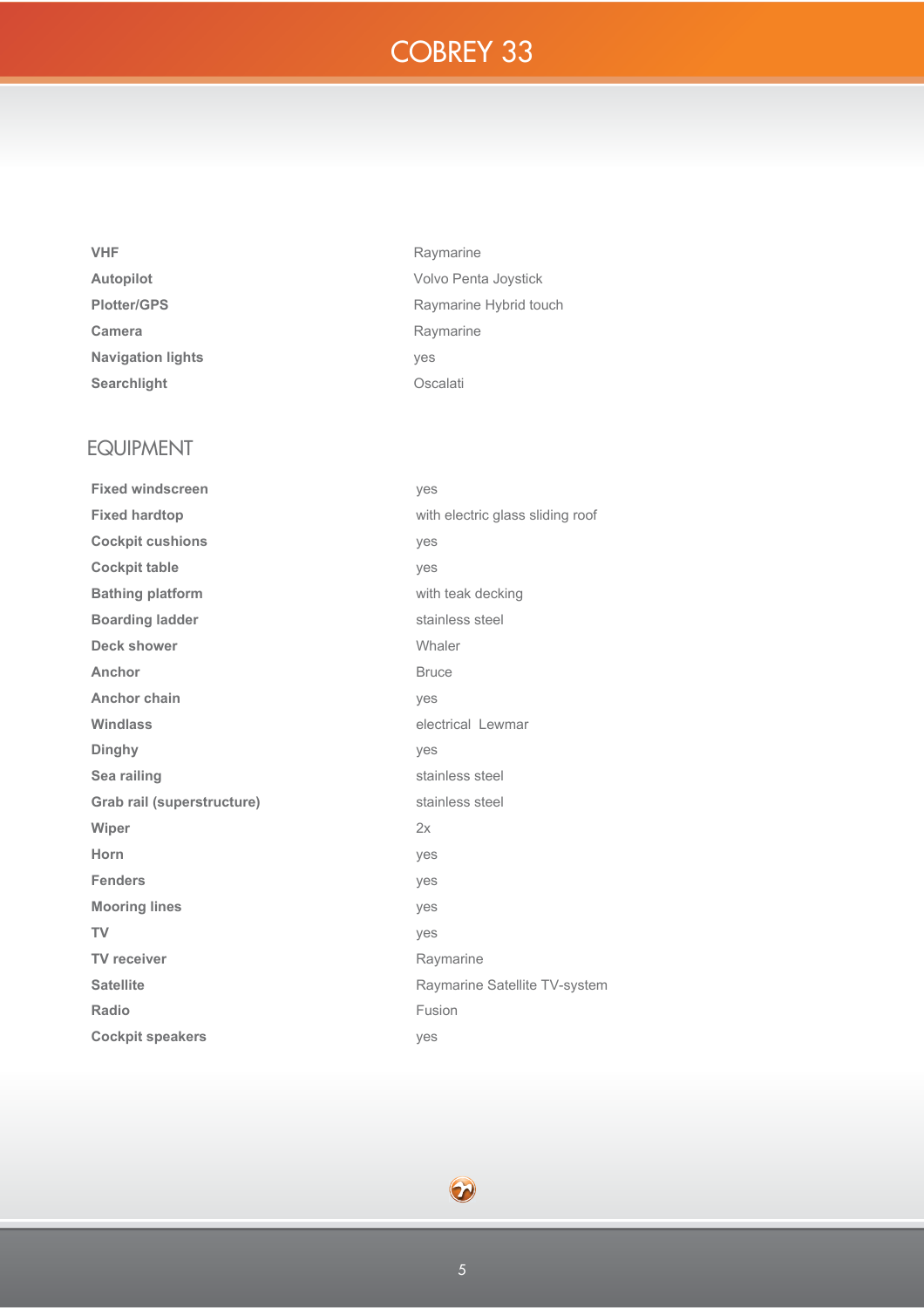| | |
|---|---|
| **VHF** | Raymarine |
| **Autopilot** | Volvo Penta Joystick |
| **Plotter/GPS** | Raymarine Hybrid touch |
| **Camera** | Raymarine |
| **Navigation lights** | yes |
| **Searchlight** | Oscalati |

## EQUIPMENT

| | |
|---|---|
| **Fixed windscreen** | yes |
| **Fixed hardtop** | with electric glass sliding roof |
| **Cockpit cushions** | yes |
| **Cockpit table** | yes |
| **Bathing platform** | with teak decking |
| **Boarding ladder** | stainless steel |
| **Deck shower** | Whaler |
| **Anchor** | Bruce |
| **Anchor chain** | yes |
| **Windlass** | electrical Lewmar |
| **Dinghy** | yes |
| **Sea railing** | stainless steel |
| **Grab rail (superstructure)** | stainless steel |
| **Wiper** | 2x |
| **Horn** | yes |
| **Fenders** | yes |
| **Mooring lines** | yes |
| **TV** | yes |
| **TV receiver** | Raymarine |
| **Satellite** | Raymarine Satellite TV-system |
| **Radio** | Fusion |
| **Cockpit speakers** | yes |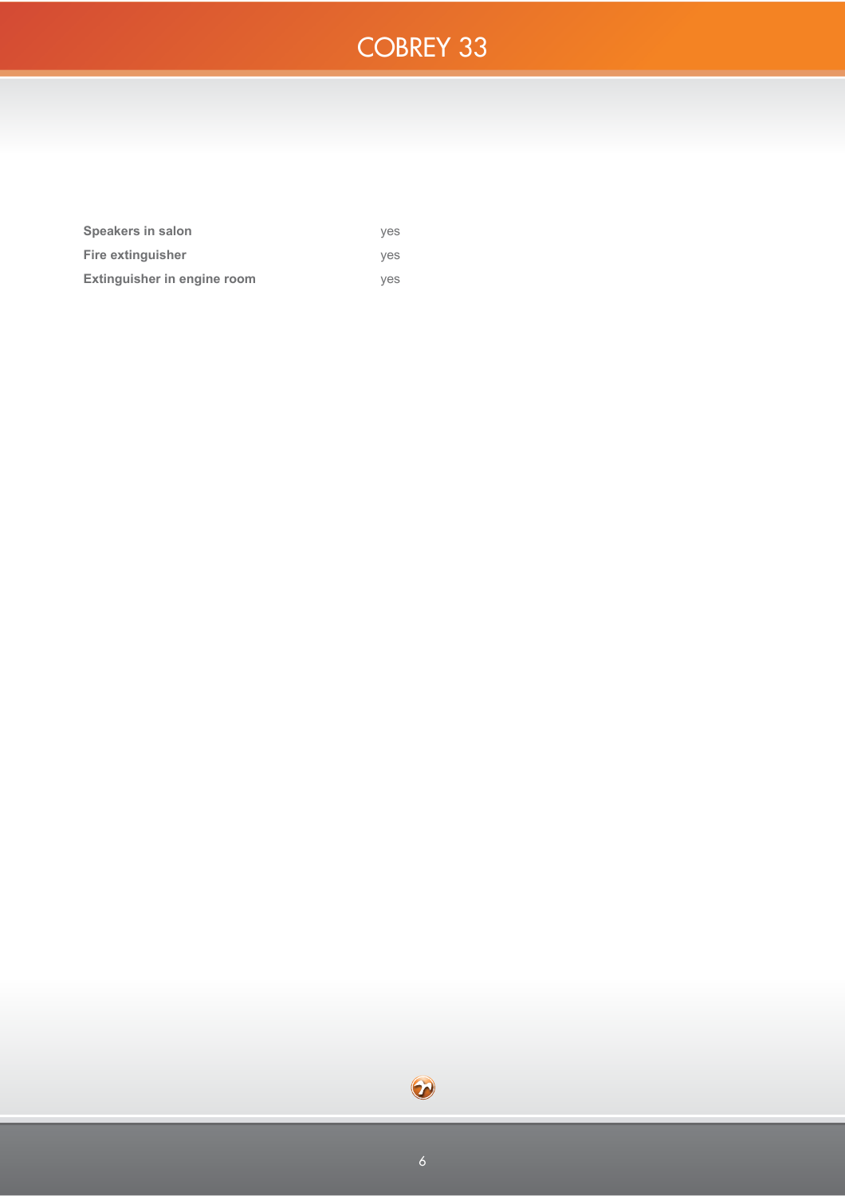| | |
|---|---|
| **Speakers in salon** | yes |
| **Fire extinguisher** | yes |
| **Extinguisher in engine room** | yes |